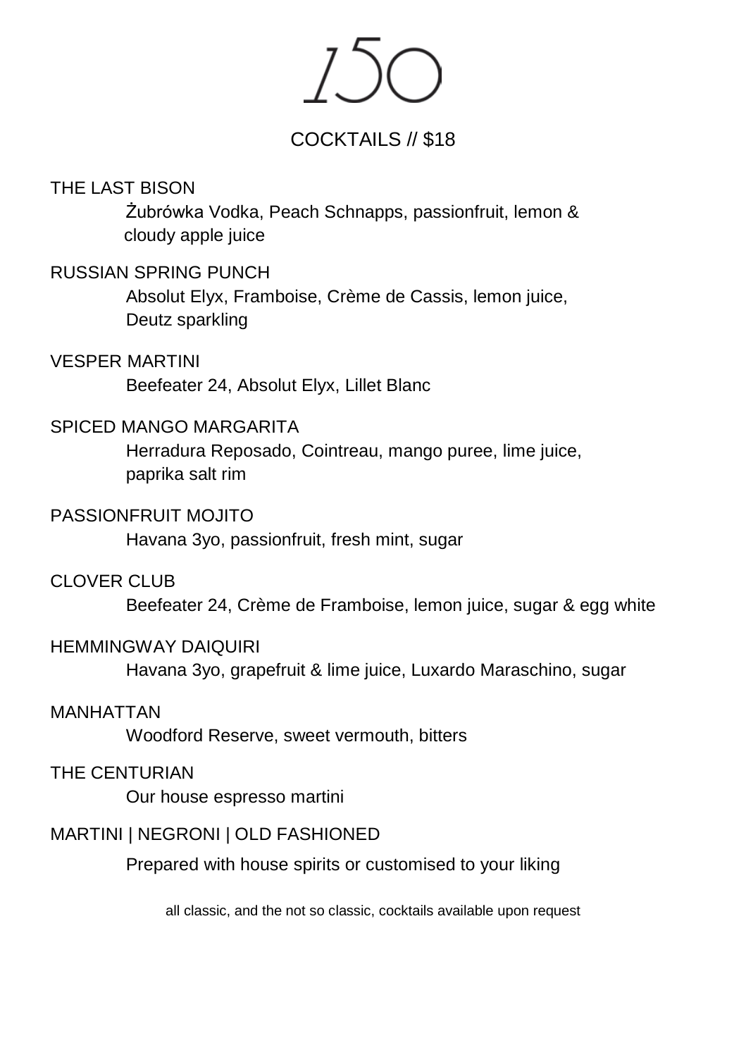# 150

## COCKTAILS // $18

**THE LAST BISON**
Żubrówka Vodka, Peach Schnapps, passionfruit, lemon & cloudy apple juice

**RUSSIAN SPRING PUNCH**
Absolut Elyx, Framboise, Crème de Cassis, lemon juice, Deutz sparkling

**VESPER MARTINI**
Beefeater 24, Absolut Elyx, Lillet Blanc

**SPICED MANGO MARGARITA**
Herradura Reposado, Cointreau, mango puree, lime juice, paprika salt rim

**PASSIONFRUIT MOJITO**
Havana 3yo, passionfruit, fresh mint, sugar

**CLOVER CLUB**
Beefeater 24, Crème de Framboise, lemon juice, sugar & egg white

**HEMMINGWAY DAIQUIRI**
Havana 3yo, grapefruit & lime juice, Luxardo Maraschino, sugar

**MANHATTAN**
Woodford Reserve, sweet vermouth, bitters

**THE CENTURIAN**
Our house espresso martini

**MARTINI | NEGRONI | OLD FASHIONED**
Prepared with house spirits or customised to your liking

all classic, and the not so classic, cocktails available upon request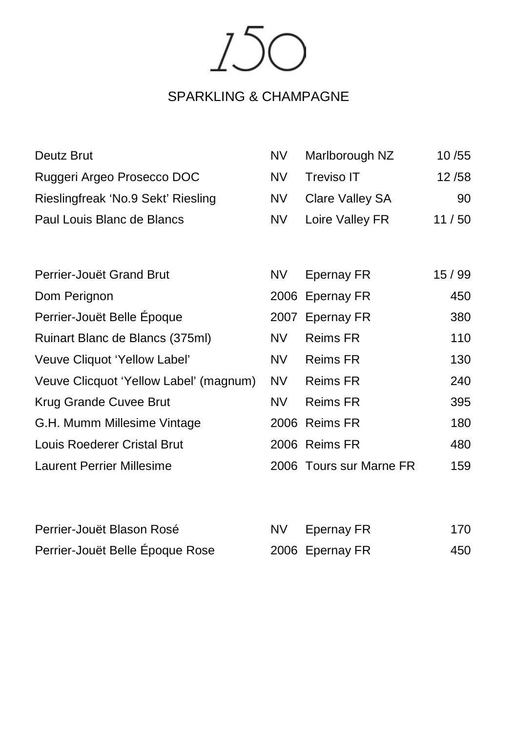# 150

## SPARKLING & CHAMPAGNE

| | | | |
|---|---|---|---|
| Deutz Brut | NV | Marlborough NZ | 10 /55 |
| Ruggeri Argeo Prosecco DOC | NV | Treviso IT | 12 /58 |
| Rieslingfreak 'No.9 Sekt' Riesling | NV | Clare Valley SA | 90 |
| Paul Louis Blanc de Blancs | NV | Loire Valley FR | 11 / 50 |
| | | | |
| Perrier-Jouët Grand Brut | NV | Epernay FR | 15 / 99 |
| Dom Perignon | 2006 | Epernay FR | 450 |
| Perrier-Jouët Belle Époque | 2007 | Epernay FR | 380 |
| Ruinart Blanc de Blancs (375ml) | NV | Reims FR | 110 |
| Veuve Cliquot 'Yellow Label' | NV | Reims FR | 130 |
| Veuve Clicquot 'Yellow Label' (magnum) | NV | Reims FR | 240 |
| Krug Grande Cuvee Brut | NV | Reims FR | 395 |
| G.H. Mumm Millesime Vintage | 2006 | Reims FR | 180 |
| Louis Roederer Cristal Brut | 2006 | Reims FR | 480 |
| Laurent Perrier Millesime | 2006 | Tours sur Marne FR | 159 |
| | | | |
| Perrier-Jouët Blason Rosé | NV | Epernay FR | 170 |
| Perrier-Jouët Belle Époque Rose | 2006 | Epernay FR | 450 |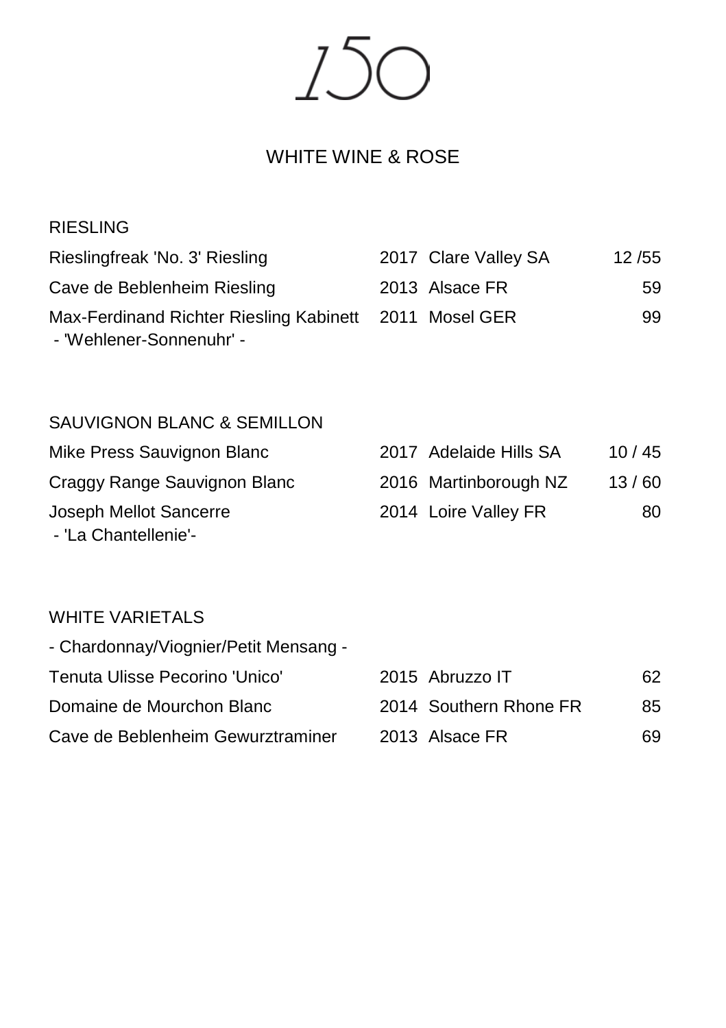# 150

## WHITE WINE & ROSE

### RIESLING

| | | | |
|---|---|---|---|
| Rieslingfreak 'No. 3' Riesling | 2017 | Clare Valley SA | 12 /55 |
| Cave de Beblenheim Riesling | 2013 | Alsace FR | 59 |
| Max-Ferdinand Richter Riesling Kabinett<br>- 'Wehlener-Sonnenuhr' - | 2011 | Mosel GER | 99 |

### SAUVIGNON BLANC & SEMILLON

| | | | |
|---|---|---|---|
| Mike Press Sauvignon Blanc | 2017 | Adelaide Hills SA | 10 / 45 |
| Craggy Range Sauvignon Blanc | 2016 | Martinborough NZ | 13 / 60 |
| Joseph Mellot Sancerre<br>- 'La Chantellenie'- | 2014 | Loire Valley FR | 80 |

### WHITE VARIETALS

- Chardonnay/Viognier/Petit Mensang -

| | | | |
|---|---|---|---|
| Tenuta Ulisse Pecorino 'Unico' | 2015 | Abruzzo IT | 62 |
| Domaine de Mourchon Blanc | 2014 | Southern Rhone FR | 85 |
| Cave de Beblenheim Gewurztraminer | 2013 | Alsace FR | 69 |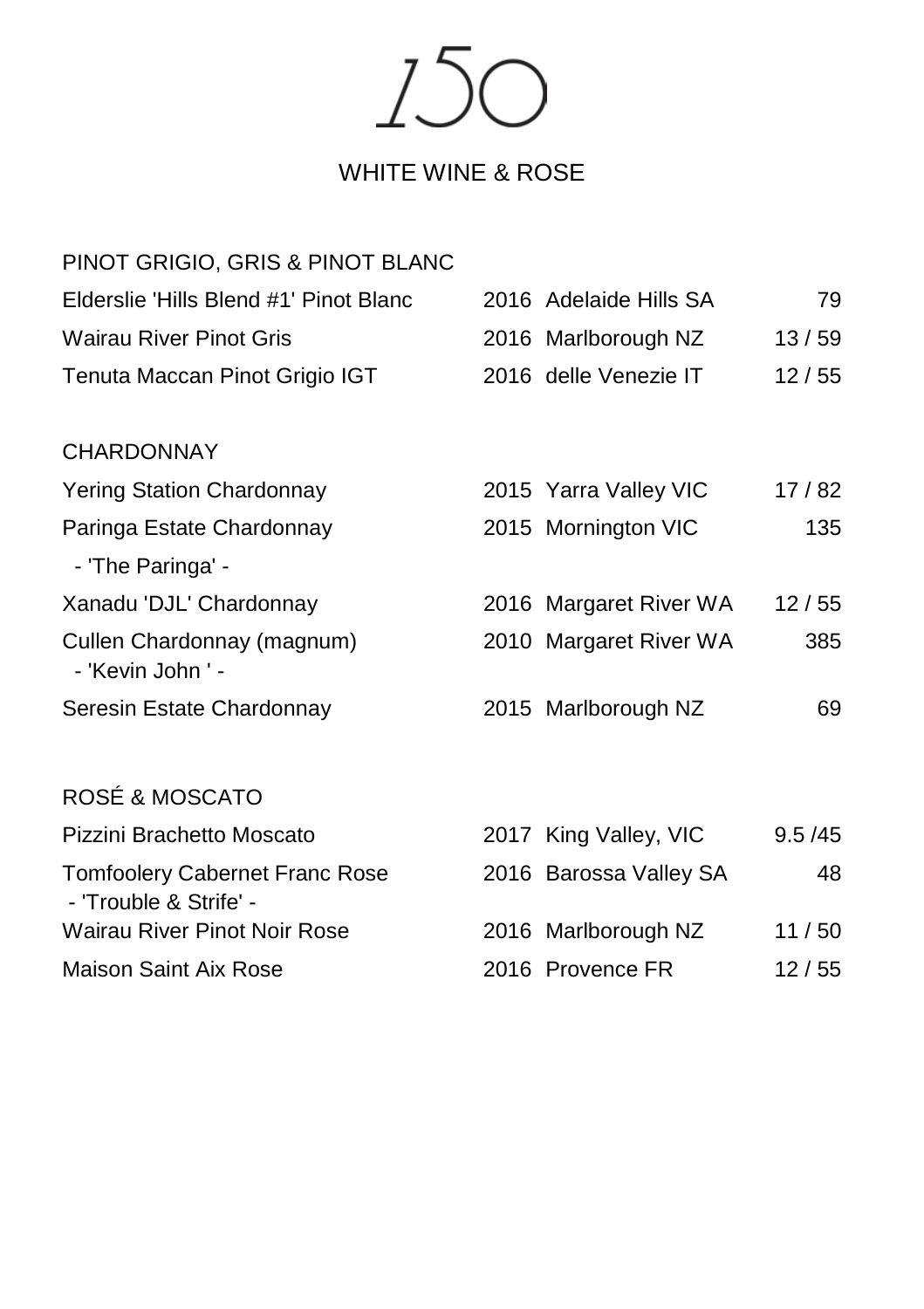# 150

## WHITE WINE & ROSE

### PINOT GRIGIO, GRIS & PINOT BLANC

| Wine | Vintage | Region | Price |
|---|---|---|---|
| Elderslie 'Hills Blend #1' Pinot Blanc | 2016 | Adelaide Hills SA | 79 |
| Wairau River Pinot Gris | 2016 | Marlborough NZ | 13 / 59 |
| Tenuta Maccan Pinot Grigio IGT | 2016 | delle Venezie IT | 12 / 55 |

### CHARDONNAY

| Wine | Vintage | Region | Price |
|---|---|---|---|
| Yering Station Chardonnay | 2015 | Yarra Valley VIC | 17 / 82 |
| Paringa Estate Chardonnay - 'The Paringa' - | 2015 | Mornington VIC | 135 |
| Xanadu 'DJL' Chardonnay | 2016 | Margaret River WA | 12 / 55 |
| Cullen Chardonnay (magnum) - 'Kevin John ' - | 2010 | Margaret River WA | 385 |
| Seresin Estate Chardonnay | 2015 | Marlborough NZ | 69 |

### ROSÉ & MOSCATO

| Wine | Vintage | Region | Price |
|---|---|---|---|
| Pizzini Brachetto Moscato | 2017 | King Valley, VIC | 9.5 /45 |
| Tomfoolery Cabernet Franc Rose - 'Trouble & Strife' - | 2016 | Barossa Valley SA | 48 |
| Wairau River Pinot Noir Rose | 2016 | Marlborough NZ | 11 / 50 |
| Maison Saint Aix Rose | 2016 | Provence FR | 12 / 55 |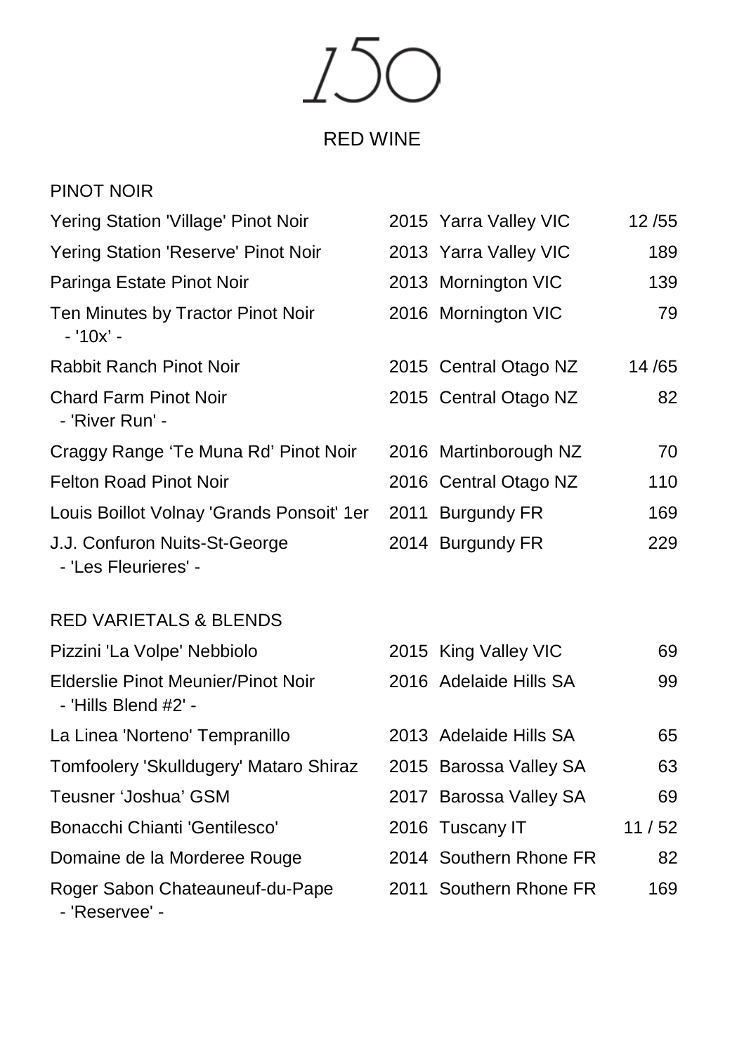# 150

## RED WINE

### PINOT NOIR

| Wine | Vintage | Region | Price |
|---|---|---|---|
| Yering Station 'Village' Pinot Noir | 2015 | Yarra Valley VIC | 12 /55 |
| Yering Station 'Reserve' Pinot Noir | 2013 | Yarra Valley VIC | 189 |
| Paringa Estate Pinot Noir | 2013 | Mornington VIC | 139 |
| Ten Minutes by Tractor Pinot Noir - '10x' - | 2016 | Mornington VIC | 79 |
| Rabbit Ranch Pinot Noir | 2015 | Central Otago NZ | 14 /65 |
| Chard Farm Pinot Noir - 'River Run' - | 2015 | Central Otago NZ | 82 |
| Craggy Range 'Te Muna Rd' Pinot Noir | 2016 | Martinborough NZ | 70 |
| Felton Road Pinot Noir | 2016 | Central Otago NZ | 110 |
| Louis Boillot Volnay 'Grands Ponsoit' 1er | 2011 | Burgundy FR | 169 |
| J.J. Confuron Nuits-St-George - 'Les Fleurieres' - | 2014 | Burgundy FR | 229 |

### RED VARIETALS & BLENDS

| Wine | Vintage | Region | Price |
|---|---|---|---|
| Pizzini 'La Volpe' Nebbiolo | 2015 | King Valley VIC | 69 |
| Elderslie Pinot Meunier/Pinot Noir - 'Hills Blend #2' - | 2016 | Adelaide Hills SA | 99 |
| La Linea 'Norteno' Tempranillo | 2013 | Adelaide Hills SA | 65 |
| Tomfoolery 'Skulldugery' Mataro Shiraz | 2015 | Barossa Valley SA | 63 |
| Teusner 'Joshua' GSM | 2017 | Barossa Valley SA | 69 |
| Bonacchi Chianti 'Gentilesco' | 2016 | Tuscany IT | 11 / 52 |
| Domaine de la Morderee Rouge | 2014 | Southern Rhone FR | 82 |
| Roger Sabon Chateauneuf-du-Pape - 'Reservee' - | 2011 | Southern Rhone FR | 169 |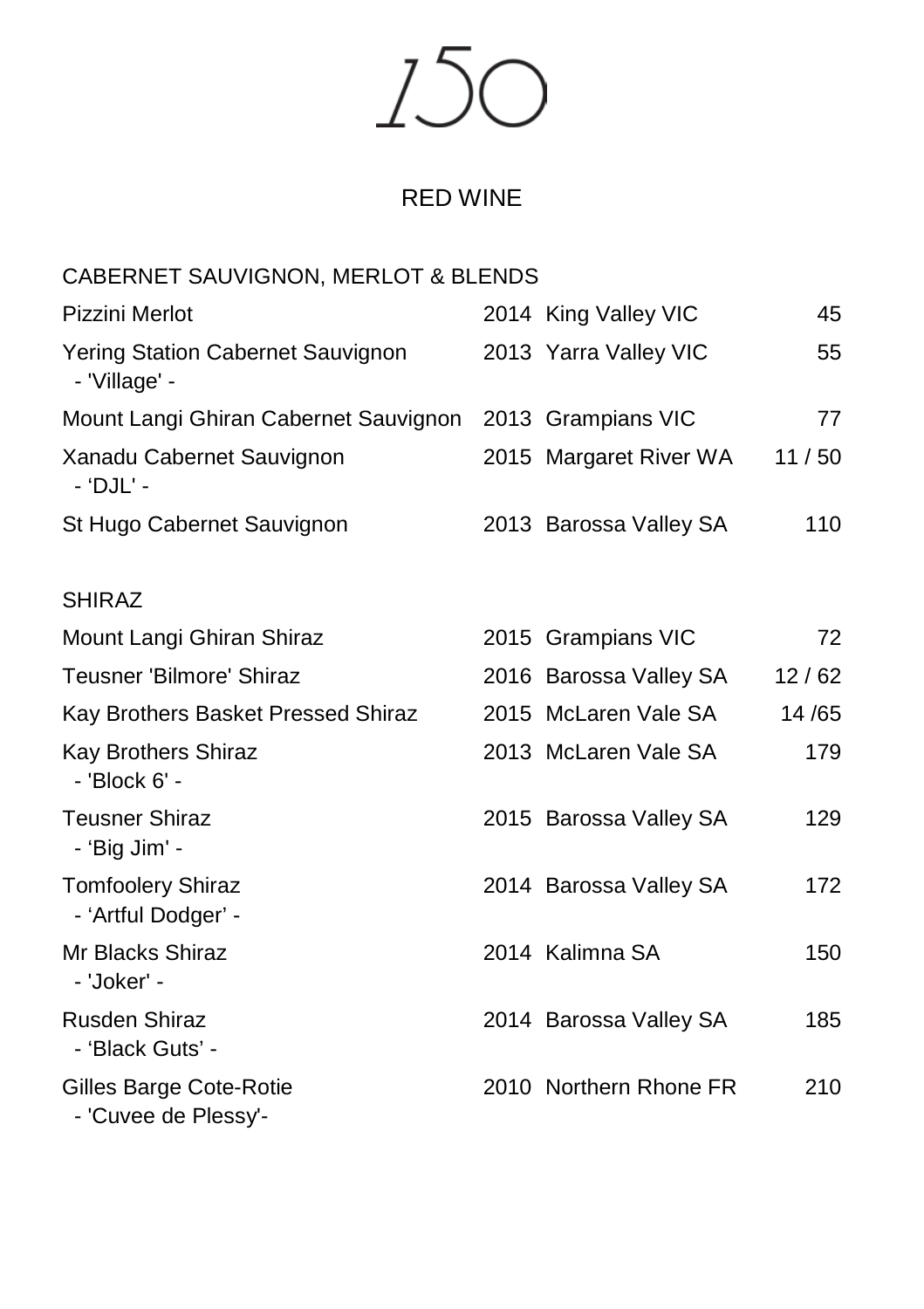# 150

## RED WINE

### CABERNET SAUVIGNON, MERLOT & BLENDS

| Wine | Vintage | Region | Price |
|---|---|---|---|
| Pizzini Merlot | 2014 | King Valley VIC | 45 |
| Yering Station Cabernet Sauvignon - 'Village' - | 2013 | Yarra Valley VIC | 55 |
| Mount Langi Ghiran Cabernet Sauvignon | 2013 | Grampians VIC | 77 |
| Xanadu Cabernet Sauvignon - 'DJL' - | 2015 | Margaret River WA | 11 / 50 |
| St Hugo Cabernet Sauvignon | 2013 | Barossa Valley SA | 110 |

### SHIRAZ

| Wine | Vintage | Region | Price |
|---|---|---|---|
| Mount Langi Ghiran Shiraz | 2015 | Grampians VIC | 72 |
| Teusner 'Bilmore' Shiraz | 2016 | Barossa Valley SA | 12 / 62 |
| Kay Brothers Basket Pressed Shiraz | 2015 | McLaren Vale SA | 14 /65 |
| Kay Brothers Shiraz - 'Block 6' - | 2013 | McLaren Vale SA | 179 |
| Teusner Shiraz - 'Big Jim' - | 2015 | Barossa Valley SA | 129 |
| Tomfoolery Shiraz - 'Artful Dodger' - | 2014 | Barossa Valley SA | 172 |
| Mr Blacks Shiraz - 'Joker' - | 2014 | Kalimna SA | 150 |
| Rusden Shiraz - 'Black Guts' - | 2014 | Barossa Valley SA | 185 |
| Gilles Barge Cote-Rotie - 'Cuvee de Plessy'- | 2010 | Northern Rhone FR | 210 |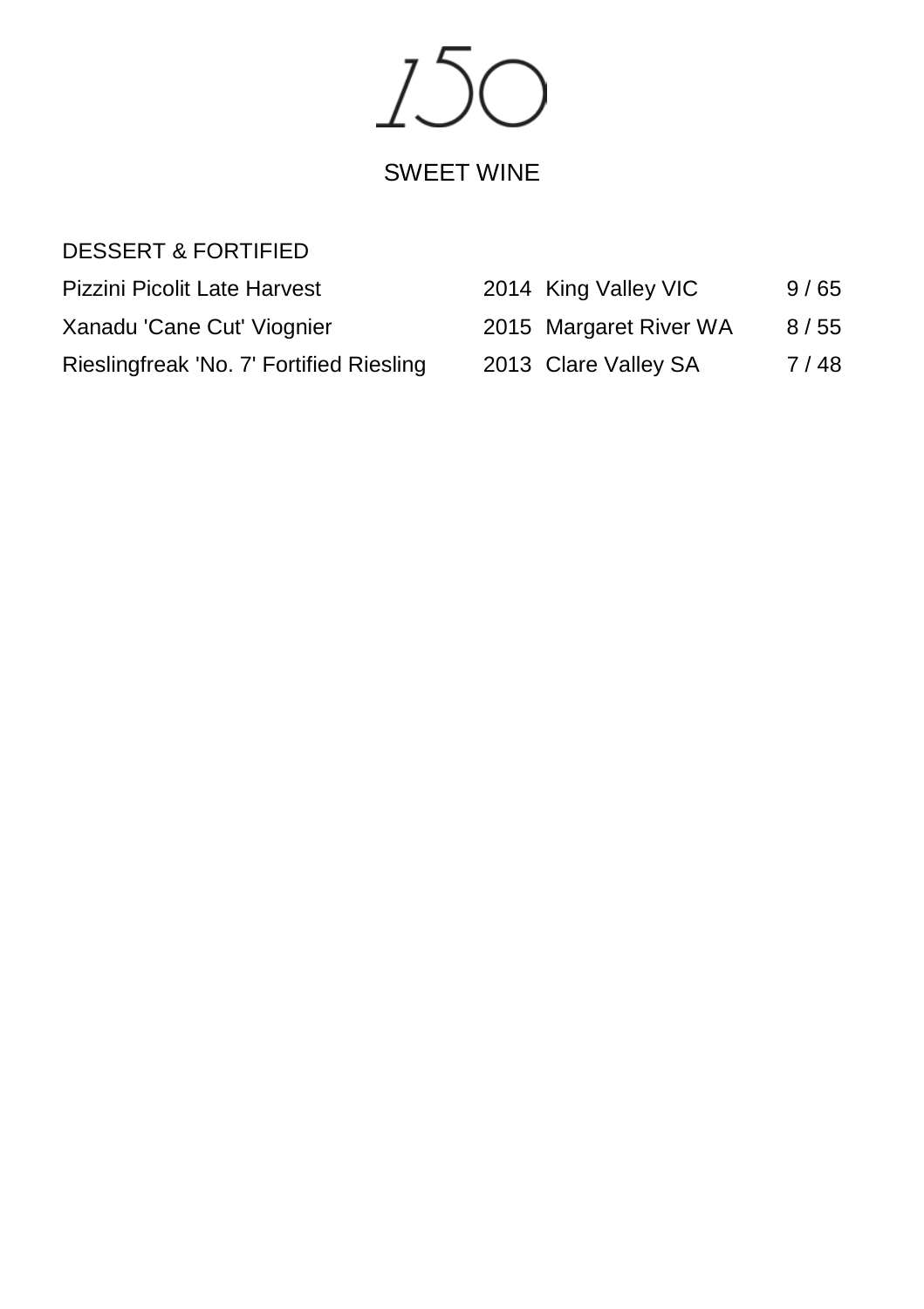# 150

## SWEET WINE

### DESSERT & FORTIFIED

| Wine | Vintage | Region | Price |
|---|---|---|---|
| Pizzini Picolit Late Harvest | 2014 | King Valley VIC | 9 / 65 |
| Xanadu 'Cane Cut' Viognier | 2015 | Margaret River WA | 8 / 55 |
| Rieslingfreak 'No. 7' Fortified Riesling | 2013 | Clare Valley SA | 7 / 48 |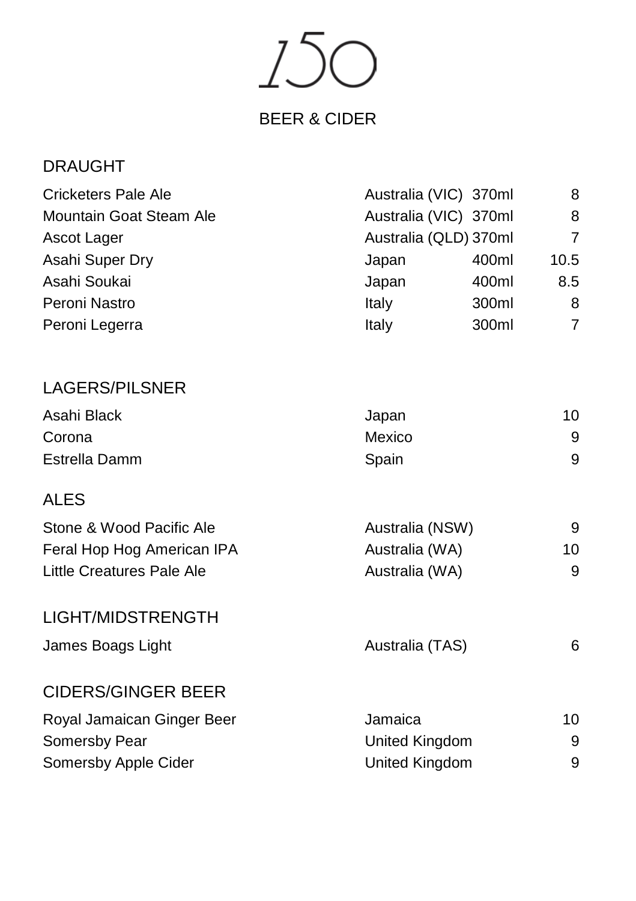# 150

## BEER & CIDER

### DRAUGHT

| | | | |
|---|---|---|---|
| Cricketers Pale Ale | Australia (VIC) | 370ml | 8 |
| Mountain Goat Steam Ale | Australia (VIC) | 370ml | 8 |
| Ascot Lager | Australia (QLD) | 370ml | 7 |
| Asahi Super Dry | Japan | 400ml | 10.5 |
| Asahi Soukai | Japan | 400ml | 8.5 |
| Peroni Nastro | Italy | 300ml | 8 |
| Peroni Legerra | Italy | 300ml | 7 |

### LAGERS/PILSNER

| | | |
|---|---|---|
| Asahi Black | Japan | 10 |
| Corona | Mexico | 9 |
| Estrella Damm | Spain | 9 |

### ALES

| | | |
|---|---|---|
| Stone & Wood Pacific Ale | Australia (NSW) | 9 |
| Feral Hop Hog American IPA | Australia (WA) | 10 |
| Little Creatures Pale Ale | Australia (WA) | 9 |

### LIGHT/MIDSTRENGTH

| | | |
|---|---|---|
| James Boags Light | Australia (TAS) | 6 |

### CIDERS/GINGER BEER

| | | |
|---|---|---|
| Royal Jamaican Ginger Beer | Jamaica | 10 |
| Somersby Pear | United Kingdom | 9 |
| Somersby Apple Cider | United Kingdom | 9 |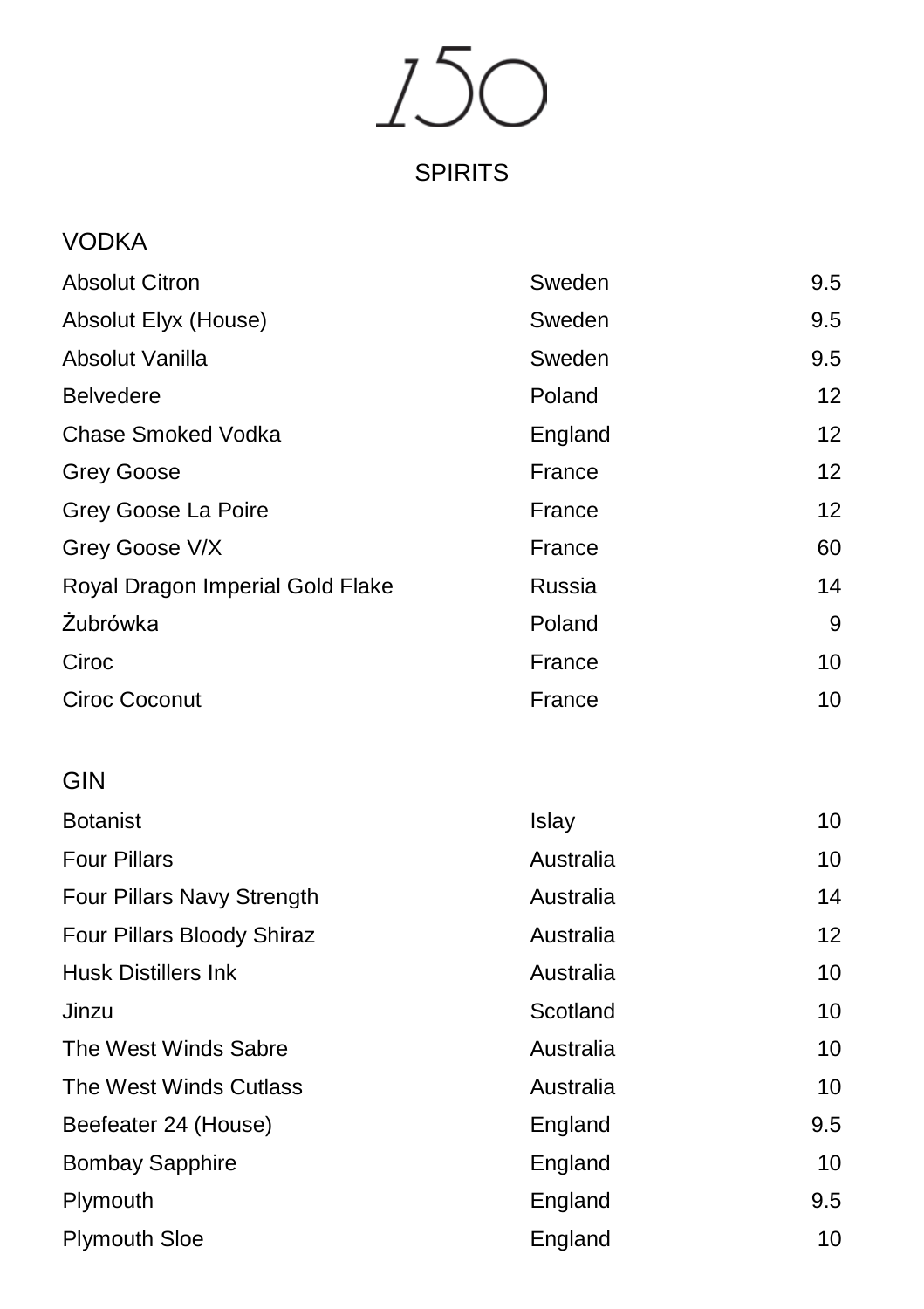# 150

## SPIRITS

### VODKA

| | | |
|---|---|---|
| Absolut Citron | Sweden | 9.5 |
| Absolut Elyx (House) | Sweden | 9.5 |
| Absolut Vanilla | Sweden | 9.5 |
| Belvedere | Poland | 12 |
| Chase Smoked Vodka | England | 12 |
| Grey Goose | France | 12 |
| Grey Goose La Poire | France | 12 |
| Grey Goose V/X | France | 60 |
| Royal Dragon Imperial Gold Flake | Russia | 14 |
| Żubrówka | Poland | 9 |
| Ciroc | France | 10 |
| Ciroc Coconut | France | 10 |

### GIN

| | | |
|---|---|---|
| Botanist | Islay | 10 |
| Four Pillars | Australia | 10 |
| Four Pillars Navy Strength | Australia | 14 |
| Four Pillars Bloody Shiraz | Australia | 12 |
| Husk Distillers Ink | Australia | 10 |
| Jinzu | Scotland | 10 |
| The West Winds Sabre | Australia | 10 |
| The West Winds Cutlass | Australia | 10 |
| Beefeater 24 (House) | England | 9.5 |
| Bombay Sapphire | England | 10 |
| Plymouth | England | 9.5 |
| Plymouth Sloe | England | 10 |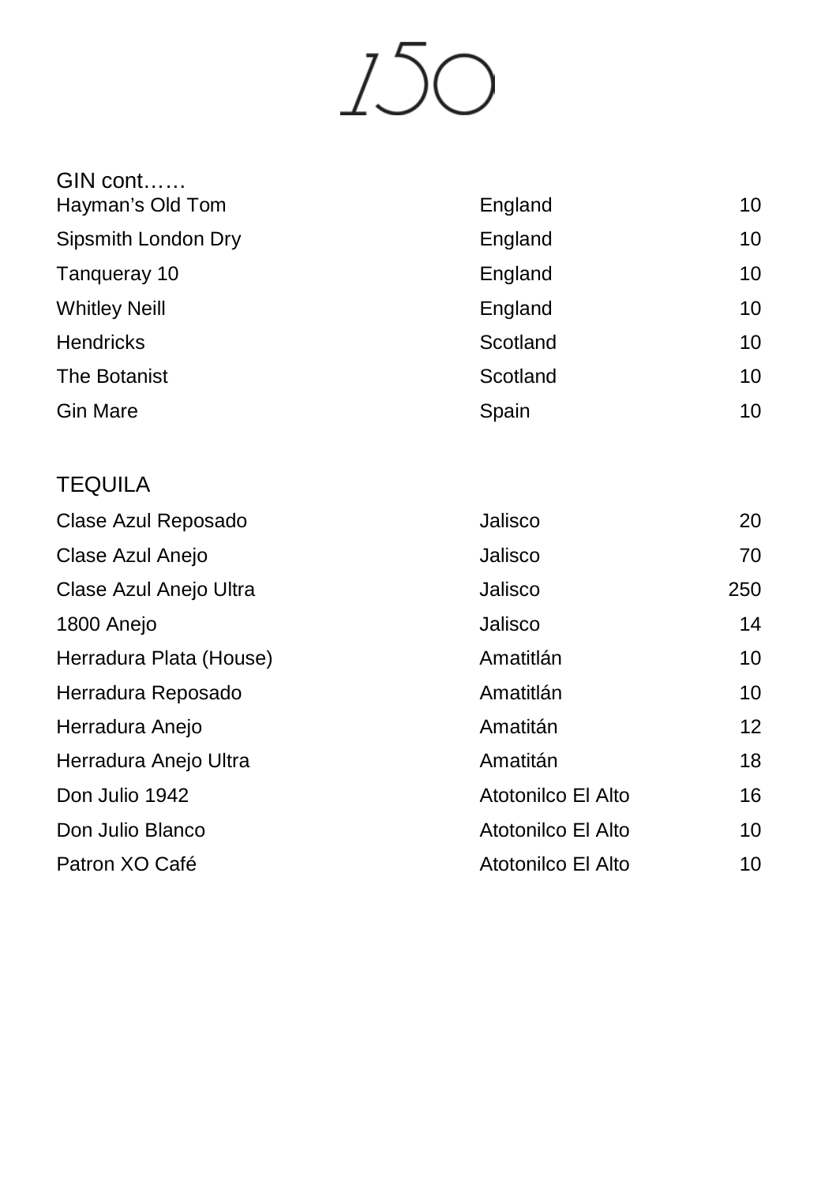# 150

## GIN cont……

| | | |
|---|---|---|
| Hayman's Old Tom | England | 10 |
| Sipsmith London Dry | England | 10 |
| Tanqueray 10 | England | 10 |
| Whitley Neill | England | 10 |
| Hendricks | Scotland | 10 |
| The Botanist | Scotland | 10 |
| Gin Mare | Spain | 10 |

## TEQUILA

| | | |
|---|---|---|
| Clase Azul Reposado | Jalisco | 20 |
| Clase Azul Anejo | Jalisco | 70 |
| Clase Azul Anejo Ultra | Jalisco | 250 |
| 1800 Anejo | Jalisco | 14 |
| Herradura Plata (House) | Amatitlán | 10 |
| Herradura Reposado | Amatitlán | 10 |
| Herradura Anejo | Amatitán | 12 |
| Herradura Anejo Ultra | Amatitán | 18 |
| Don Julio 1942 | Atotonilco El Alto | 16 |
| Don Julio Blanco | Atotonilco El Alto | 10 |
| Patron XO Café | Atotonilco El Alto | 10 |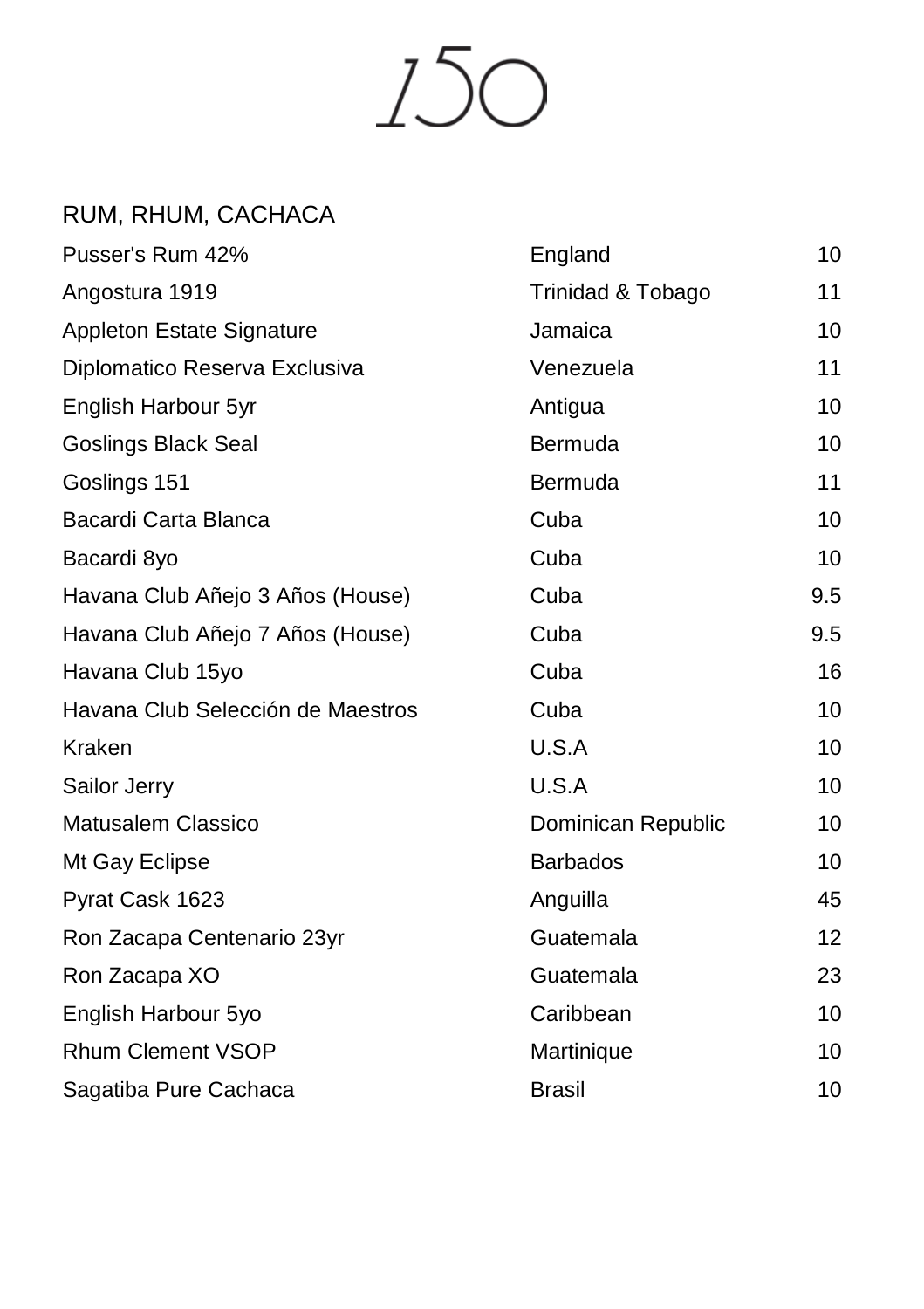# 150

## RUM, RHUM, CACHACA

| | | |
|---|---|---|
| Pusser's Rum 42% | England | 10 |
| Angostura 1919 | Trinidad & Tobago | 11 |
| Appleton Estate Signature | Jamaica | 10 |
| Diplomatico Reserva Exclusiva | Venezuela | 11 |
| English Harbour 5yr | Antigua | 10 |
| Goslings Black Seal | Bermuda | 10 |
| Goslings 151 | Bermuda | 11 |
| Bacardi Carta Blanca | Cuba | 10 |
| Bacardi 8yo | Cuba | 10 |
| Havana Club Añejo 3 Años (House) | Cuba | 9.5 |
| Havana Club Añejo 7 Años (House) | Cuba | 9.5 |
| Havana Club 15yo | Cuba | 16 |
| Havana Club Selección de Maestros | Cuba | 10 |
| Kraken | U.S.A | 10 |
| Sailor Jerry | U.S.A | 10 |
| Matusalem Classico | Dominican Republic | 10 |
| Mt Gay Eclipse | Barbados | 10 |
| Pyrat Cask 1623 | Anguilla | 45 |
| Ron Zacapa Centenario 23yr | Guatemala | 12 |
| Ron Zacapa XO | Guatemala | 23 |
| English Harbour 5yo | Caribbean | 10 |
| Rhum Clement VSOP | Martinique | 10 |
| Sagatiba Pure Cachaca | Brasil | 10 |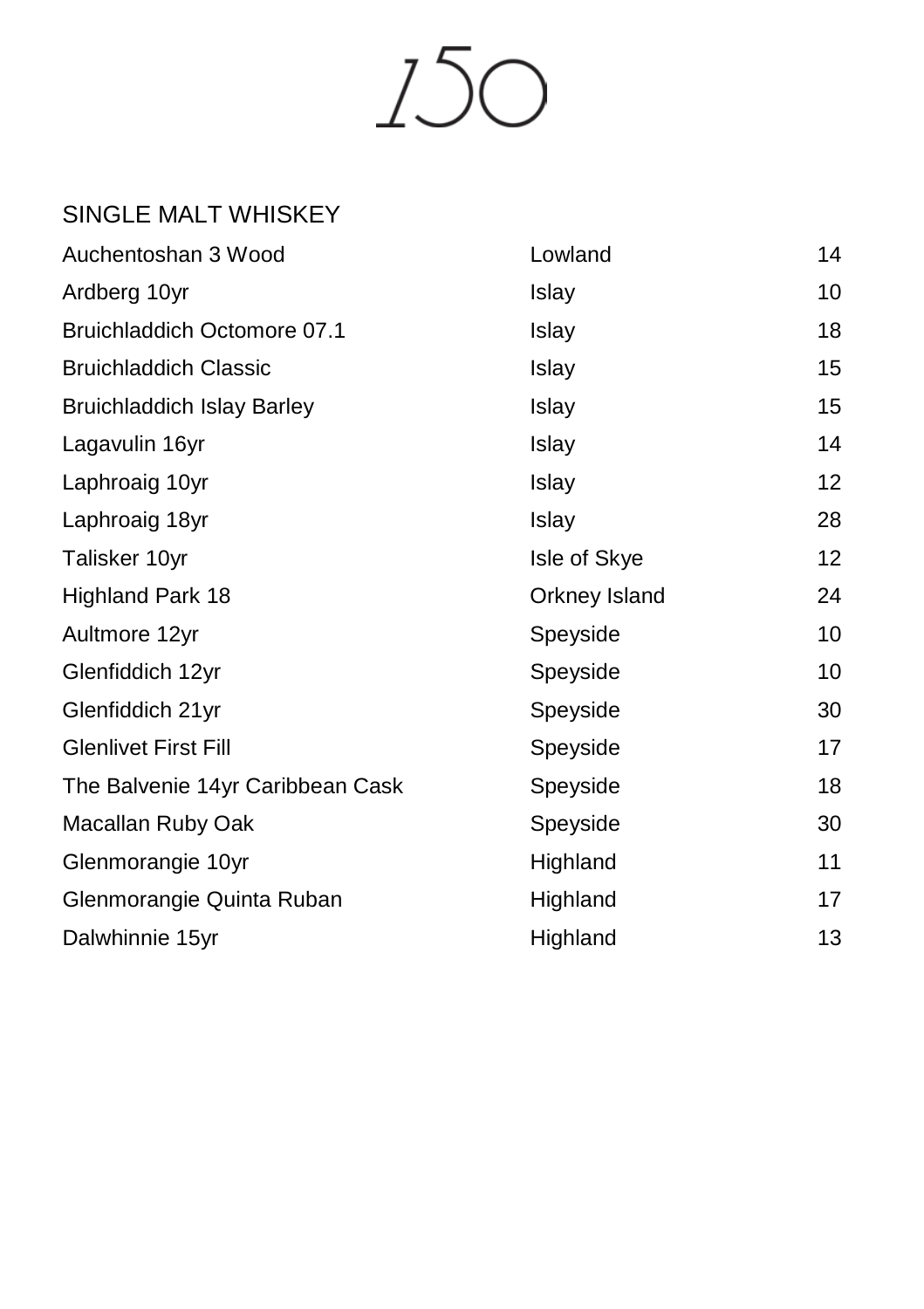# 150

## SINGLE MALT WHISKEY

| | | |
|---|---|---|
| Auchentoshan 3 Wood | Lowland | 14 |
| Ardberg 10yr | Islay | 10 |
| Bruichladdich Octomore 07.1 | Islay | 18 |
| Bruichladdich Classic | Islay | 15 |
| Bruichladdich Islay Barley | Islay | 15 |
| Lagavulin 16yr | Islay | 14 |
| Laphroaig 10yr | Islay | 12 |
| Laphroaig 18yr | Islay | 28 |
| Talisker 10yr | Isle of Skye | 12 |
| Highland Park 18 | Orkney Island | 24 |
| Aultmore 12yr | Speyside | 10 |
| Glenfiddich 12yr | Speyside | 10 |
| Glenfiddich 21yr | Speyside | 30 |
| Glenlivet First Fill | Speyside | 17 |
| The Balvenie 14yr Caribbean Cask | Speyside | 18 |
| Macallan Ruby Oak | Speyside | 30 |
| Glenmorangie 10yr | Highland | 11 |
| Glenmorangie Quinta Ruban | Highland | 17 |
| Dalwhinnie 15yr | Highland | 13 |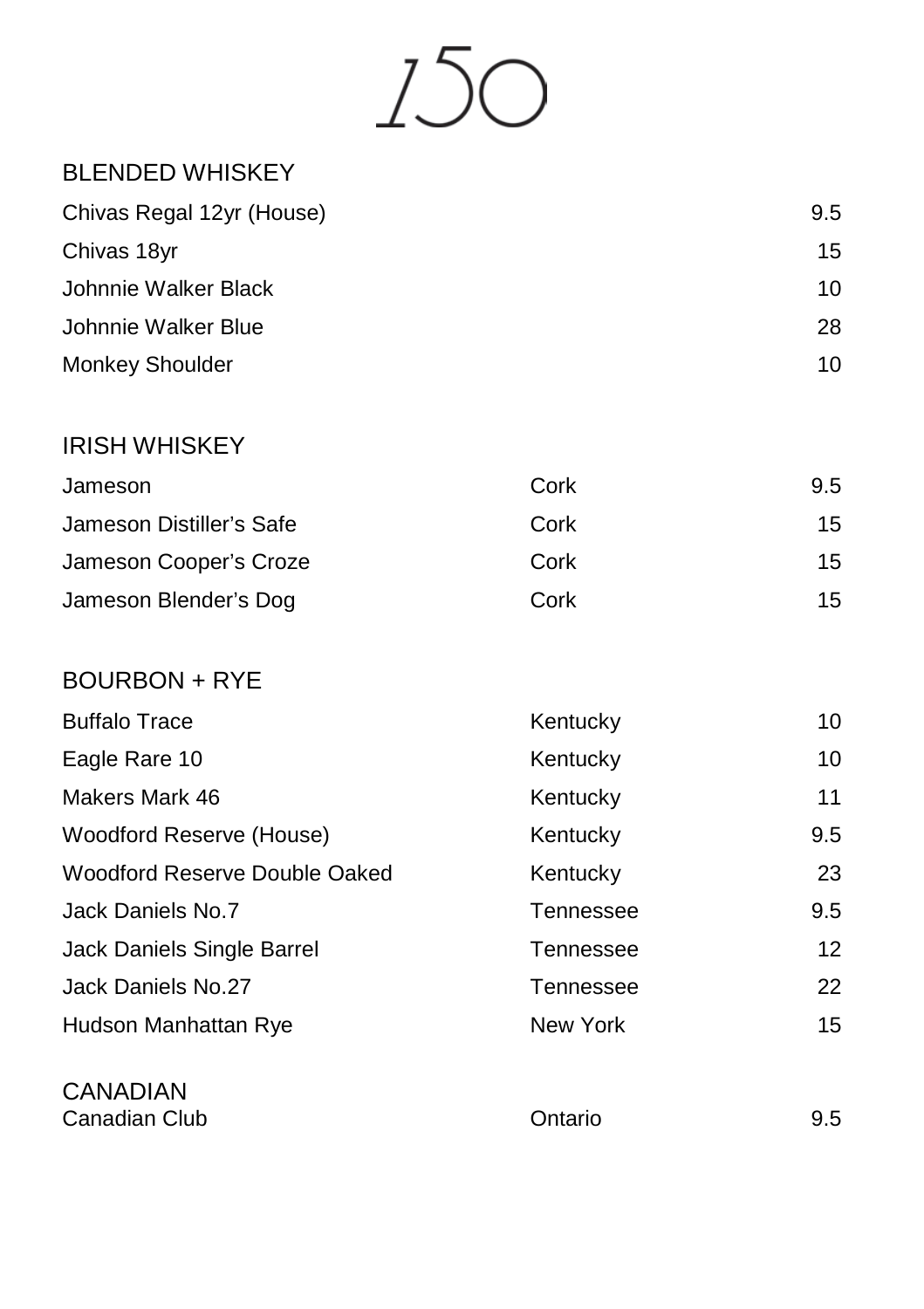# 150

## BLENDED WHISKEY

| | |
|---|---|
| Chivas Regal 12yr (House) | 9.5 |
| Chivas 18yr | 15 |
| Johnnie Walker Black | 10 |
| Johnnie Walker Blue | 28 |
| Monkey Shoulder | 10 |

## IRISH WHISKEY

| | | |
|---|---|---|
| Jameson | Cork | 9.5 |
| Jameson Distiller's Safe | Cork | 15 |
| Jameson Cooper's Croze | Cork | 15 |
| Jameson Blender's Dog | Cork | 15 |

## BOURBON + RYE

| | | |
|---|---|---|
| Buffalo Trace | Kentucky | 10 |
| Eagle Rare 10 | Kentucky | 10 |
| Makers Mark 46 | Kentucky | 11 |
| Woodford Reserve (House) | Kentucky | 9.5 |
| Woodford Reserve Double Oaked | Kentucky | 23 |
| Jack Daniels No.7 | Tennessee | 9.5 |
| Jack Daniels Single Barrel | Tennessee | 12 |
| Jack Daniels No.27 | Tennessee | 22 |
| Hudson Manhattan Rye | New York | 15 |

## CANADIAN

| | | |
|---|---|---|
| Canadian Club | Ontario | 9.5 |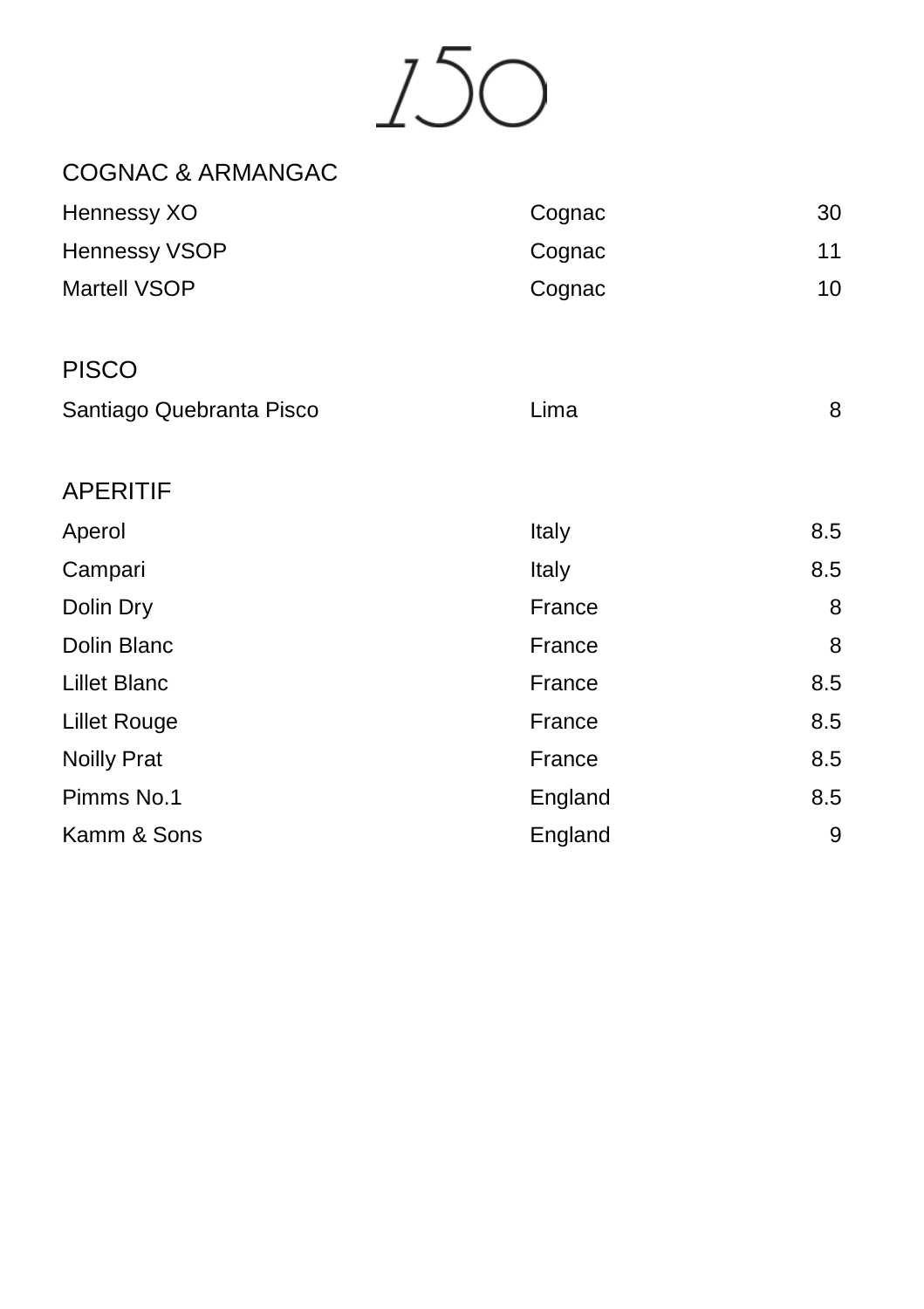# 150

## COGNAC & ARMANGAC

| | | |
|---|---|---|
| Hennessy XO | Cognac | 30 |
| Hennessy VSOP | Cognac | 11 |
| Martell VSOP | Cognac | 10 |

## PISCO

| | | |
|---|---|---|
| Santiago Quebranta Pisco | Lima | 8 |

## APERITIF

| | | |
|---|---|---|
| Aperol | Italy | 8.5 |
| Campari | Italy | 8.5 |
| Dolin Dry | France | 8 |
| Dolin Blanc | France | 8 |
| Lillet Blanc | France | 8.5 |
| Lillet Rouge | France | 8.5 |
| Noilly Prat | France | 8.5 |
| Pimms No.1 | England | 8.5 |
| Kamm & Sons | England | 9 |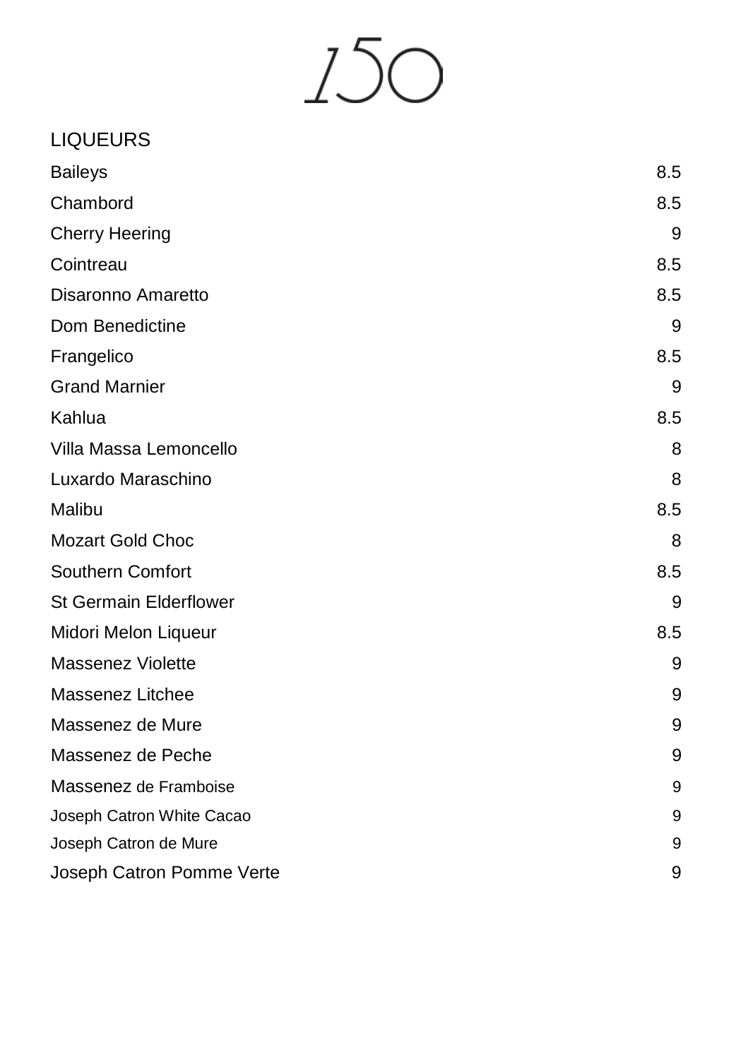# 150

## LIQUEURS

| Item | Price |
| --- | --- |
| Baileys | 8.5 |
| Chambord | 8.5 |
| Cherry Heering | 9 |
| Cointreau | 8.5 |
| Disaronno Amaretto | 8.5 |
| Dom Benedictine | 9 |
| Frangelico | 8.5 |
| Grand Marnier | 9 |
| Kahlua | 8.5 |
| Villa Massa Lemoncello | 8 |
| Luxardo Maraschino | 8 |
| Malibu | 8.5 |
| Mozart Gold Choc | 8 |
| Southern Comfort | 8.5 |
| St Germain Elderflower | 9 |
| Midori Melon Liqueur | 8.5 |
| Massenez Violette | 9 |
| Massenez Litchee | 9 |
| Massenez de Mure | 9 |
| Massenez de Peche | 9 |
| Massenez de Framboise | 9 |
| Joseph Catron White Cacao | 9 |
| Joseph Catron de Mure | 9 |
| Joseph Catron Pomme Verte | 9 |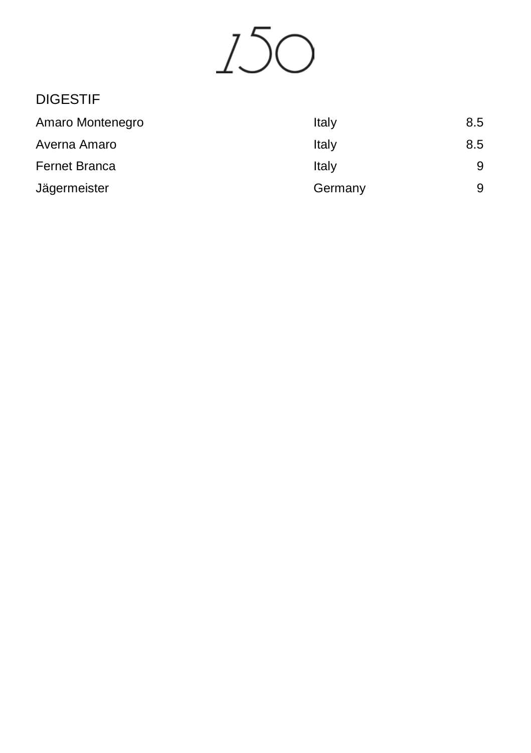# 150

## DIGESTIF

| | | |
|---|---|---|
| Amaro Montenegro | Italy | 8.5 |
| Averna Amaro | Italy | 8.5 |
| Fernet Branca | Italy | 9 |
| Jägermeister | Germany | 9 |